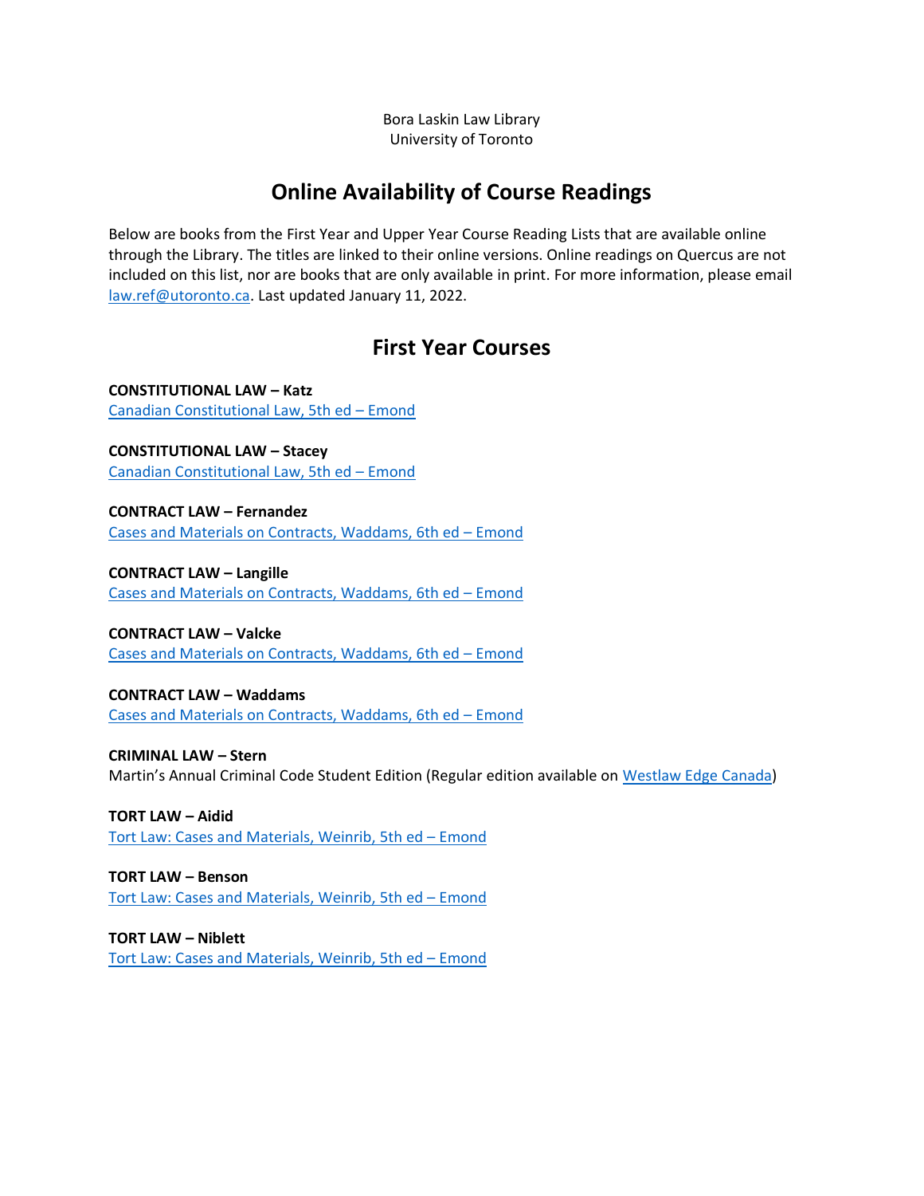Bora Laskin Law Library
University of Toronto

# Online Availability of Course Readings

Below are books from the First Year and Upper Year Course Reading Lists that are available online through the Library. The titles are linked to their online versions. Online readings on Quercus are not included on this list, nor are books that are only available in print. For more information, please email law.ref@utoronto.ca. Last updated January 11, 2022.

## First Year Courses

**CONSTITUTIONAL LAW – Katz**
Canadian Constitutional Law, 5th ed – Emond

**CONSTITUTIONAL LAW – Stacey**
Canadian Constitutional Law, 5th ed – Emond

**CONTRACT LAW – Fernandez**
Cases and Materials on Contracts, Waddams, 6th ed – Emond

**CONTRACT LAW – Langille**
Cases and Materials on Contracts, Waddams, 6th ed – Emond

**CONTRACT LAW – Valcke**
Cases and Materials on Contracts, Waddams, 6th ed – Emond

**CONTRACT LAW – Waddams**
Cases and Materials on Contracts, Waddams, 6th ed – Emond

**CRIMINAL LAW – Stern**
Martin's Annual Criminal Code Student Edition (Regular edition available on Westlaw Edge Canada)

**TORT LAW – Aidid**
Tort Law: Cases and Materials, Weinrib, 5th ed – Emond

**TORT LAW – Benson**
Tort Law: Cases and Materials, Weinrib, 5th ed – Emond

**TORT LAW – Niblett**
Tort Law: Cases and Materials, Weinrib, 5th ed – Emond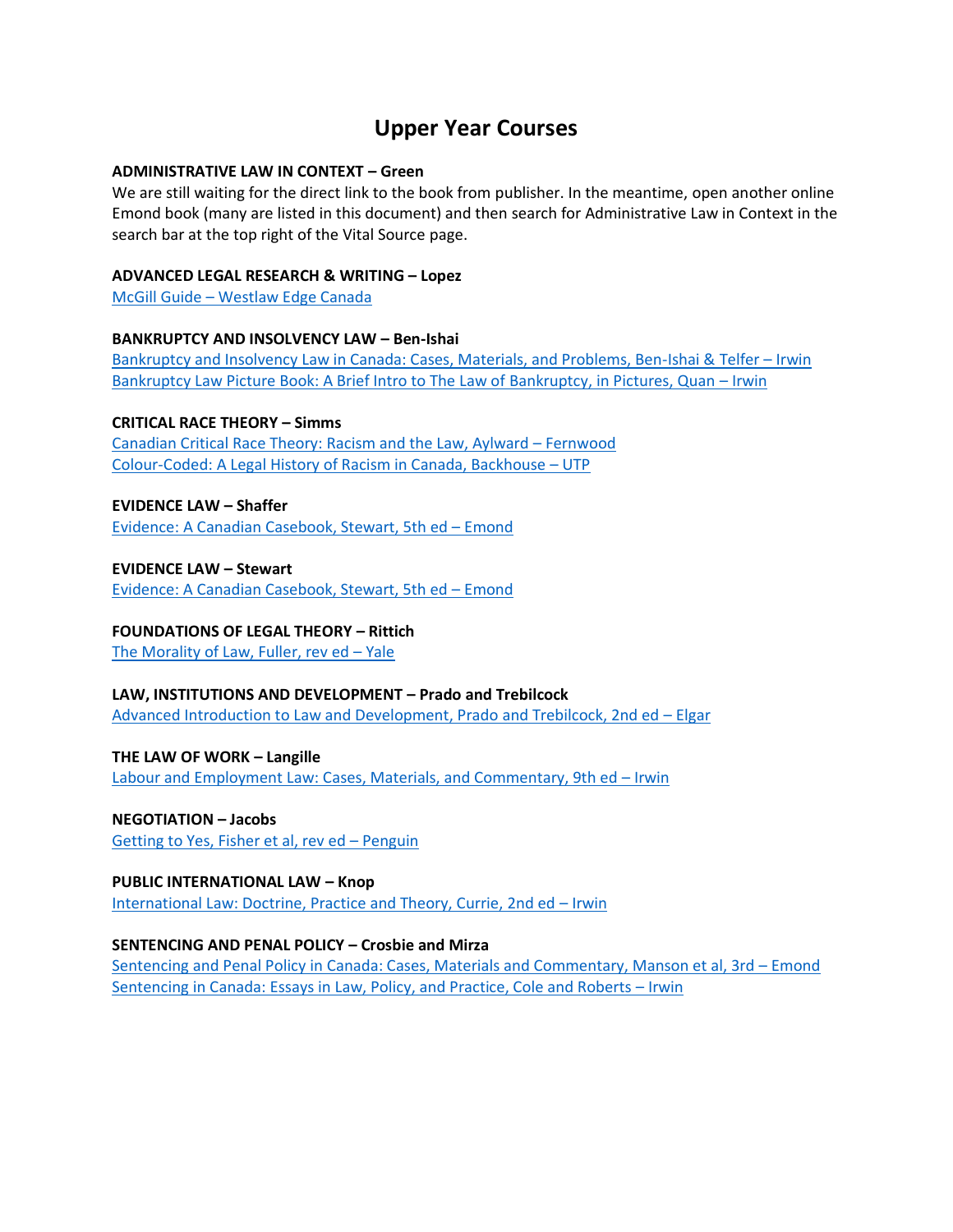# Upper Year Courses

**ADMINISTRATIVE LAW IN CONTEXT – Green**
We are still waiting for the direct link to the book from publisher. In the meantime, open another online Emond book (many are listed in this document) and then search for Administrative Law in Context in the search bar at the top right of the Vital Source page.

**ADVANCED LEGAL RESEARCH & WRITING – Lopez**
McGill Guide – Westlaw Edge Canada

**BANKRUPTCY AND INSOLVENCY LAW – Ben-Ishai**
Bankruptcy and Insolvency Law in Canada: Cases, Materials, and Problems, Ben-Ishai & Telfer – Irwin
Bankruptcy Law Picture Book: A Brief Intro to The Law of Bankruptcy, in Pictures, Quan – Irwin

**CRITICAL RACE THEORY – Simms**
Canadian Critical Race Theory: Racism and the Law, Aylward – Fernwood
Colour-Coded: A Legal History of Racism in Canada, Backhouse – UTP

**EVIDENCE LAW – Shaffer**
Evidence: A Canadian Casebook, Stewart, 5th ed – Emond

**EVIDENCE LAW – Stewart**
Evidence: A Canadian Casebook, Stewart, 5th ed – Emond

**FOUNDATIONS OF LEGAL THEORY – Rittich**
The Morality of Law, Fuller, rev ed – Yale

**LAW, INSTITUTIONS AND DEVELOPMENT – Prado and Trebilcock**
Advanced Introduction to Law and Development, Prado and Trebilcock, 2nd ed – Elgar

**THE LAW OF WORK – Langille**
Labour and Employment Law: Cases, Materials, and Commentary, 9th ed – Irwin

**NEGOTIATION – Jacobs**
Getting to Yes, Fisher et al, rev ed – Penguin

**PUBLIC INTERNATIONAL LAW – Knop**
International Law: Doctrine, Practice and Theory, Currie, 2nd ed – Irwin

**SENTENCING AND PENAL POLICY – Crosbie and Mirza**
Sentencing and Penal Policy in Canada: Cases, Materials and Commentary, Manson et al, 3rd – Emond
Sentencing in Canada: Essays in Law, Policy, and Practice, Cole and Roberts – Irwin